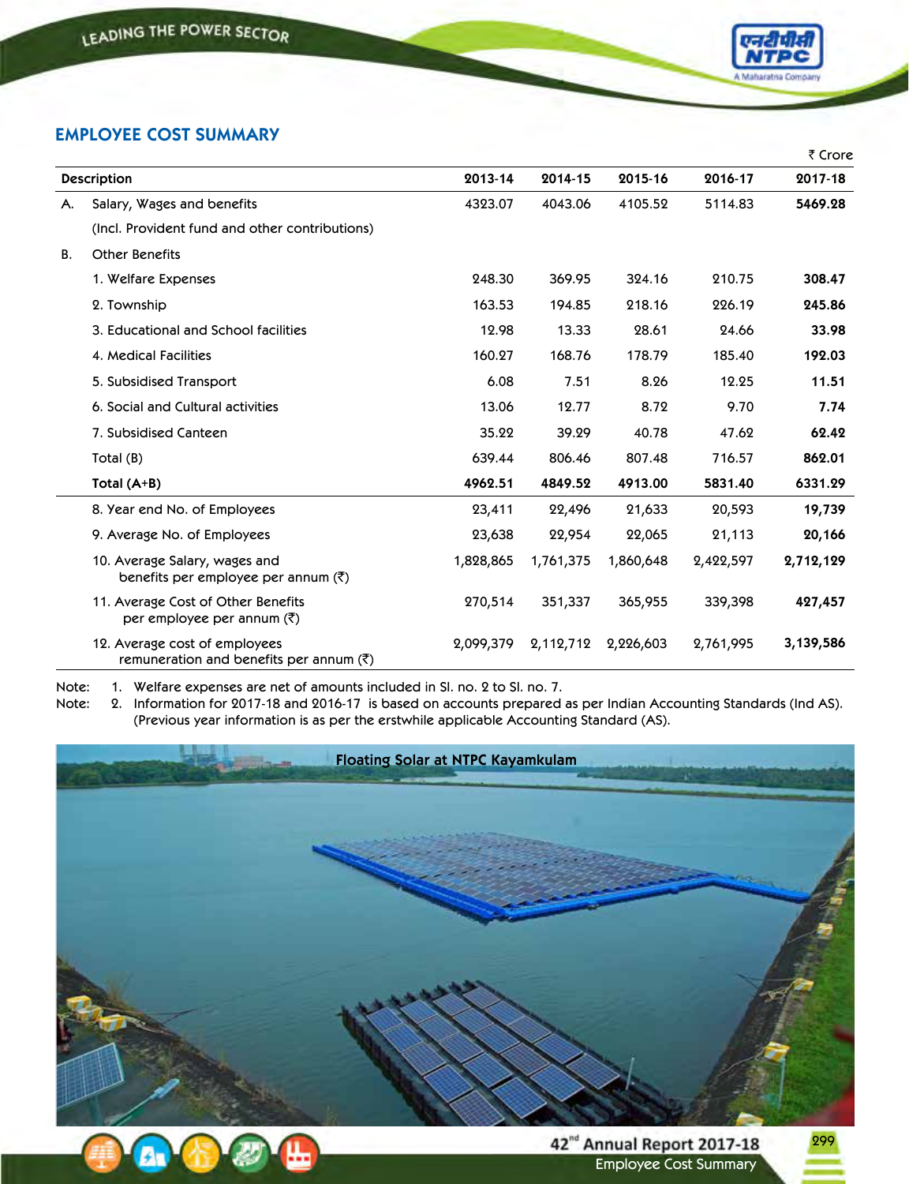## EMPLOYEE COST SUMMARY

₹ Crore

| | Description | 2013-14 | 2014-15 | 2015-16 | 2016-17 | 2017-18 |
|---|---|---|---|---|---|---|
| A. | Salary, Wages and benefits | 4323.07 | 4043.06 | 4105.52 | 5114.83 | **5469.28** |
| | (Incl. Provident fund and other contributions) | | | | | |
| B. | Other Benefits | | | | | |
| | 1. Welfare Expenses | 248.30 | 369.95 | 324.16 | 210.75 | **308.47** |
| | 2. Township | 163.53 | 194.85 | 218.16 | 226.19 | **245.86** |
| | 3. Educational and School facilities | 12.98 | 13.33 | 28.61 | 24.66 | **33.98** |
| | 4. Medical Facilities | 160.27 | 168.76 | 178.79 | 185.40 | **192.03** |
| | 5. Subsidised Transport | 6.08 | 7.51 | 8.26 | 12.25 | **11.51** |
| | 6. Social and Cultural activities | 13.06 | 12.77 | 8.72 | 9.70 | **7.74** |
| | 7. Subsidised Canteen | 35.22 | 39.29 | 40.78 | 47.62 | **62.42** |
| | Total (B) | 639.44 | 806.46 | 807.48 | 716.57 | **862.01** |
| | **Total (A+B)** | **4962.51** | **4849.52** | **4913.00** | **5831.40** | **6331.29** |
| | 8. Year end No. of Employees | 23,411 | 22,496 | 21,633 | 20,593 | **19,739** |
| | 9. Average No. of Employees | 23,638 | 22,954 | 22,065 | 21,113 | **20,166** |
| | 10. Average Salary, wages and benefits per employee per annum (₹) | 1,828,865 | 1,761,375 | 1,860,648 | 2,422,597 | **2,712,129** |
| | 11. Average Cost of Other Benefits per employee per annum (₹) | 270,514 | 351,337 | 365,955 | 339,398 | **427,457** |
| | 12. Average cost of employees remuneration and benefits per annum (₹) | 2,099,379 | 2,112,712 | 2,226,603 | 2,761,995 | **3,139,586** |

Note: 1. Welfare expenses are net of amounts included in Sl. no. 2 to Sl. no. 7.

Note: 2. Information for 2017-18 and 2016-17 is based on accounts prepared as per Indian Accounting Standards (Ind AS). (Previous year information is as per the erstwhile applicable Accounting Standard (AS).

Floating Solar at NTPC Kayamkulam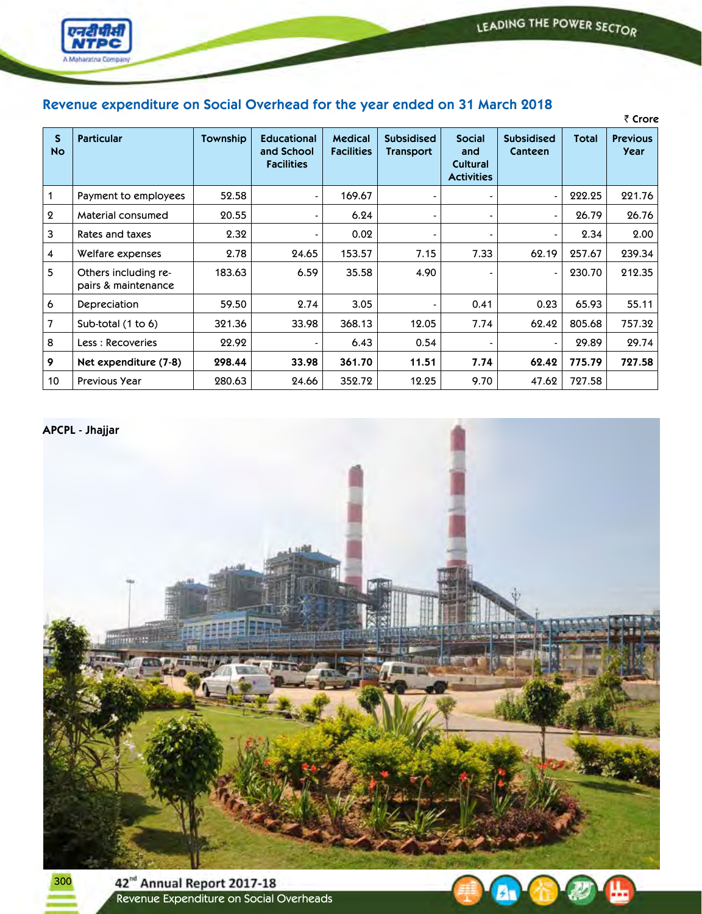## Revenue expenditure on Social Overhead for the year ended on 31 March 2018

₹ Crore

| S No | Particular | Township | Educational and School Facilities | Medical Facilities | Subsidised Transport | Social and Cultural Activities | Subsidised Canteen | Total | Previous Year |
|---|---|---|---|---|---|---|---|---|---|
| 1 | Payment to employees | 52.58 | - | 169.67 | - | - | - | 222.25 | 221.76 |
| 2 | Material consumed | 20.55 | - | 6.24 | - | - | - | 26.79 | 26.76 |
| 3 | Rates and taxes | 2.32 | - | 0.02 | - | - | - | 2.34 | 2.00 |
| 4 | Welfare expenses | 2.78 | 24.65 | 153.57 | 7.15 | 7.33 | 62.19 | 257.67 | 239.34 |
| 5 | Others including repairs & maintenance | 183.63 | 6.59 | 35.58 | 4.90 | - | - | 230.70 | 212.35 |
| 6 | Depreciation | 59.50 | 2.74 | 3.05 | - | 0.41 | 0.23 | 65.93 | 55.11 |
| 7 | Sub-total (1 to 6) | 321.36 | 33.98 | 368.13 | 12.05 | 7.74 | 62.42 | 805.68 | 757.32 |
| 8 | Less : Recoveries | 22.92 | - | 6.43 | 0.54 | - | - | 29.89 | 29.74 |
| **9** | **Net expenditure (7-8)** | **298.44** | **33.98** | **361.70** | **11.51** | **7.74** | **62.42** | **775.79** | **727.58** |
| 10 | Previous Year | 280.63 | 24.66 | 352.72 | 12.25 | 9.70 | 47.62 | 727.58 | |

**APCPL - Jhajjar**